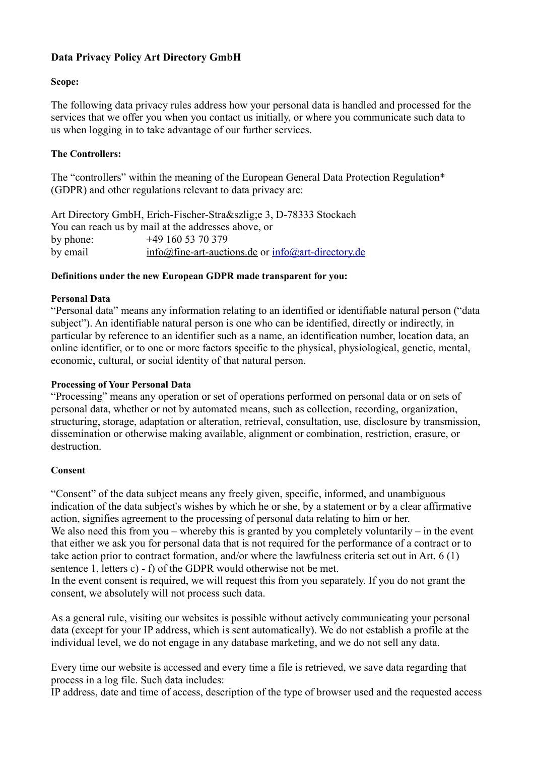**Data Privacy Policy Art Directory GmbH**

**Scope:**

The following data privacy rules address how your personal data is handled and processed for the services that we offer you when you contact us initially, or where you communicate such data to us when logging in to take advantage of our further services.

**The Controllers:**

The "controllers" within the meaning of the European General Data Protection Regulation* (GDPR) and other regulations relevant to data privacy are:

Art Directory GmbH, Erich-Fischer-Stra&szlig;e 3, D-78333 Stockach
You can reach us by mail at the addresses above, or
by phone: +49 160 53 70 379
by email info@fine-art-auctions.de or info@art-directory.de

**Definitions under the new European GDPR made transparent for you:**

**Personal Data**
"Personal data" means any information relating to an identified or identifiable natural person ("data subject"). An identifiable natural person is one who can be identified, directly or indirectly, in particular by reference to an identifier such as a name, an identification number, location data, an online identifier, or to one or more factors specific to the physical, physiological, genetic, mental, economic, cultural, or social identity of that natural person.

**Processing of Your Personal Data**
"Processing" means any operation or set of operations performed on personal data or on sets of personal data, whether or not by automated means, such as collection, recording, organization, structuring, storage, adaptation or alteration, retrieval, consultation, use, disclosure by transmission, dissemination or otherwise making available, alignment or combination, restriction, erasure, or destruction.

**Consent**

"Consent" of the data subject means any freely given, specific, informed, and unambiguous indication of the data subject's wishes by which he or she, by a statement or by a clear affirmative action, signifies agreement to the processing of personal data relating to him or her.
We also need this from you – whereby this is granted by you completely voluntarily – in the event that either we ask you for personal data that is not required for the performance of a contract or to take action prior to contract formation, and/or where the lawfulness criteria set out in Art. 6 (1) sentence 1, letters c) - f) of the GDPR would otherwise not be met.
In the event consent is required, we will request this from you separately. If you do not grant the consent, we absolutely will not process such data.

As a general rule, visiting our websites is possible without actively communicating your personal data (except for your IP address, which is sent automatically). We do not establish a profile at the individual level, we do not engage in any database marketing, and we do not sell any data.

Every time our website is accessed and every time a file is retrieved, we save data regarding that process in a log file. Such data includes:
IP address, date and time of access, description of the type of browser used and the requested access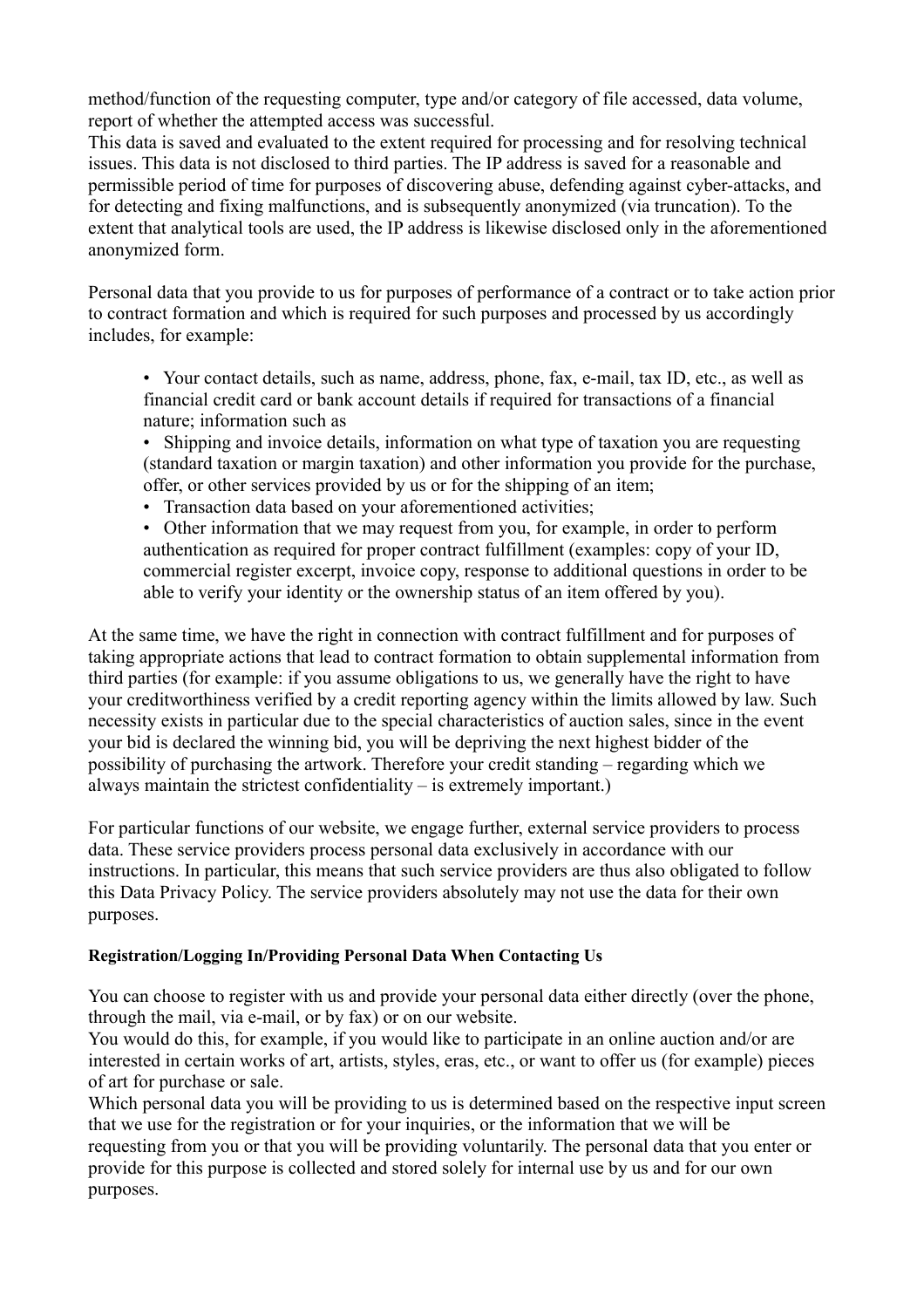method/function of the requesting computer, type and/or category of file accessed, data volume, report of whether the attempted access was successful.
This data is saved and evaluated to the extent required for processing and for resolving technical issues. This data is not disclosed to third parties. The IP address is saved for a reasonable and permissible period of time for purposes of discovering abuse, defending against cyber-attacks, and for detecting and fixing malfunctions, and is subsequently anonymized (via truncation). To the extent that analytical tools are used, the IP address is likewise disclosed only in the aforementioned anonymized form.

Personal data that you provide to us for purposes of performance of a contract or to take action prior to contract formation and which is required for such purposes and processed by us accordingly includes, for example:

- Your contact details, such as name, address, phone, fax, e-mail, tax ID, etc., as well as financial credit card or bank account details if required for transactions of a financial nature; information such as
- Shipping and invoice details, information on what type of taxation you are requesting (standard taxation or margin taxation) and other information you provide for the purchase, offer, or other services provided by us or for the shipping of an item;
- Transaction data based on your aforementioned activities;
- Other information that we may request from you, for example, in order to perform authentication as required for proper contract fulfillment (examples: copy of your ID, commercial register excerpt, invoice copy, response to additional questions in order to be able to verify your identity or the ownership status of an item offered by you).

At the same time, we have the right in connection with contract fulfillment and for purposes of taking appropriate actions that lead to contract formation to obtain supplemental information from third parties (for example: if you assume obligations to us, we generally have the right to have your creditworthiness verified by a credit reporting agency within the limits allowed by law. Such necessity exists in particular due to the special characteristics of auction sales, since in the event your bid is declared the winning bid, you will be depriving the next highest bidder of the possibility of purchasing the artwork. Therefore your credit standing – regarding which we always maintain the strictest confidentiality – is extremely important.)

For particular functions of our website, we engage further, external service providers to process data. These service providers process personal data exclusively in accordance with our instructions. In particular, this means that such service providers are thus also obligated to follow this Data Privacy Policy. The service providers absolutely may not use the data for their own purposes.

**Registration/Logging In/Providing Personal Data When Contacting Us**

You can choose to register with us and provide your personal data either directly (over the phone, through the mail, via e-mail, or by fax) or on our website.
You would do this, for example, if you would like to participate in an online auction and/or are interested in certain works of art, artists, styles, eras, etc., or want to offer us (for example) pieces of art for purchase or sale.
Which personal data you will be providing to us is determined based on the respective input screen that we use for the registration or for your inquiries, or the information that we will be requesting from you or that you will be providing voluntarily. The personal data that you enter or provide for this purpose is collected and stored solely for internal use by us and for our own purposes.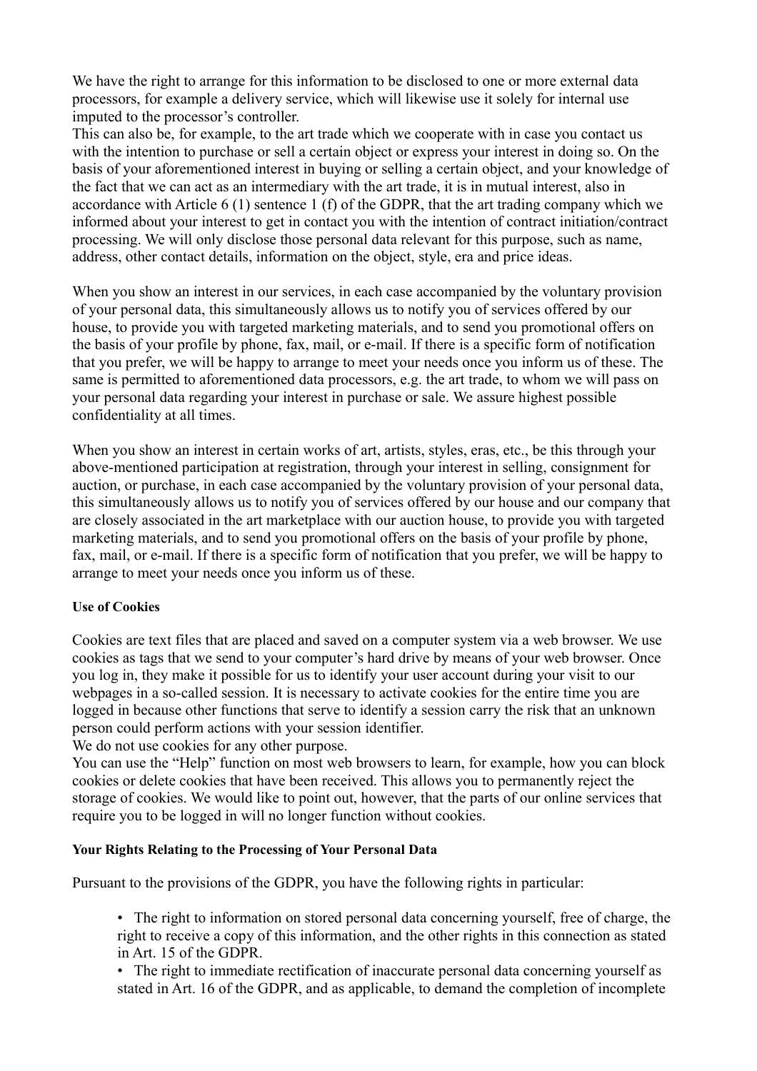We have the right to arrange for this information to be disclosed to one or more external data processors, for example a delivery service, which will likewise use it solely for internal use imputed to the processor's controller.
This can also be, for example, to the art trade which we cooperate with in case you contact us with the intention to purchase or sell a certain object or express your interest in doing so. On the basis of your aforementioned interest in buying or selling a certain object, and your knowledge of the fact that we can act as an intermediary with the art trade, it is in mutual interest, also in accordance with Article 6 (1) sentence 1 (f) of the GDPR, that the art trading company which we informed about your interest to get in contact you with the intention of contract initiation/contract processing. We will only disclose those personal data relevant for this purpose, such as name, address, other contact details, information on the object, style, era and price ideas.

When you show an interest in our services, in each case accompanied by the voluntary provision of your personal data, this simultaneously allows us to notify you of services offered by our house, to provide you with targeted marketing materials, and to send you promotional offers on the basis of your profile by phone, fax, mail, or e-mail. If there is a specific form of notification that you prefer, we will be happy to arrange to meet your needs once you inform us of these. The same is permitted to aforementioned data processors, e.g. the art trade, to whom we will pass on your personal data regarding your interest in purchase or sale. We assure highest possible confidentiality at all times.

When you show an interest in certain works of art, artists, styles, eras, etc., be this through your above-mentioned participation at registration, through your interest in selling, consignment for auction, or purchase, in each case accompanied by the voluntary provision of your personal data, this simultaneously allows us to notify you of services offered by our house and our company that are closely associated in the art marketplace with our auction house, to provide you with targeted marketing materials, and to send you promotional offers on the basis of your profile by phone, fax, mail, or e-mail. If there is a specific form of notification that you prefer, we will be happy to arrange to meet your needs once you inform us of these.

**Use of Cookies**

Cookies are text files that are placed and saved on a computer system via a web browser. We use cookies as tags that we send to your computer's hard drive by means of your web browser. Once you log in, they make it possible for us to identify your user account during your visit to our webpages in a so-called session. It is necessary to activate cookies for the entire time you are logged in because other functions that serve to identify a session carry the risk that an unknown person could perform actions with your session identifier.
We do not use cookies for any other purpose.
You can use the "Help" function on most web browsers to learn, for example, how you can block cookies or delete cookies that have been received. This allows you to permanently reject the storage of cookies. We would like to point out, however, that the parts of our online services that require you to be logged in will no longer function without cookies.

**Your Rights Relating to the Processing of Your Personal Data**

Pursuant to the provisions of the GDPR, you have the following rights in particular:

- The right to information on stored personal data concerning yourself, free of charge, the right to receive a copy of this information, and the other rights in this connection as stated in Art. 15 of the GDPR.
- The right to immediate rectification of inaccurate personal data concerning yourself as stated in Art. 16 of the GDPR, and as applicable, to demand the completion of incomplete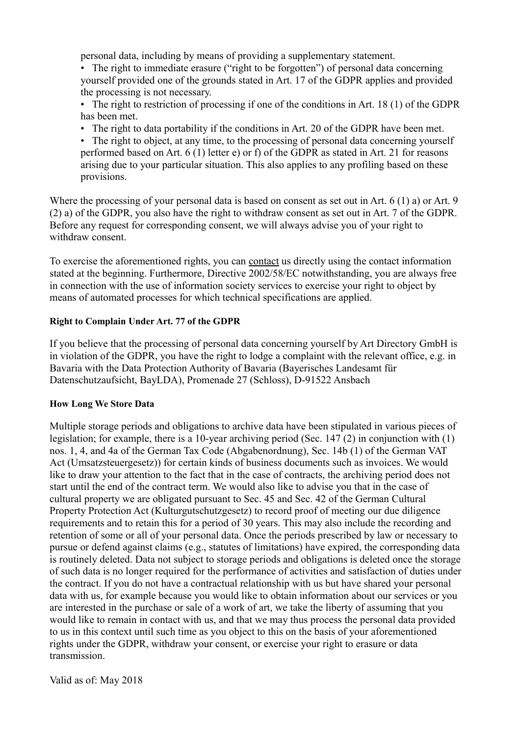personal data, including by means of providing a supplementary statement.

- The right to immediate erasure ("right to be forgotten") of personal data concerning yourself provided one of the grounds stated in Art. 17 of the GDPR applies and provided the processing is not necessary.
- The right to restriction of processing if one of the conditions in Art. 18 (1) of the GDPR has been met.
- The right to data portability if the conditions in Art. 20 of the GDPR have been met.
- The right to object, at any time, to the processing of personal data concerning yourself performed based on Art. 6 (1) letter e) or f) of the GDPR as stated in Art. 21 for reasons arising due to your particular situation. This also applies to any profiling based on these provisions.

Where the processing of your personal data is based on consent as set out in Art. 6 (1) a) or Art. 9 (2) a) of the GDPR, you also have the right to withdraw consent as set out in Art. 7 of the GDPR. Before any request for corresponding consent, we will always advise you of your right to withdraw consent.

To exercise the aforementioned rights, you can contact us directly using the contact information stated at the beginning. Furthermore, Directive 2002/58/EC notwithstanding, you are always free in connection with the use of information society services to exercise your right to object by means of automated processes for which technical specifications are applied.

**Right to Complain Under Art. 77 of the GDPR**

If you believe that the processing of personal data concerning yourself by Art Directory GmbH is in violation of the GDPR, you have the right to lodge a complaint with the relevant office, e.g. in Bavaria with the Data Protection Authority of Bavaria (Bayerisches Landesamt für Datenschutzaufsicht, BayLDA), Promenade 27 (Schloss), D-91522 Ansbach

**How Long We Store Data**

Multiple storage periods and obligations to archive data have been stipulated in various pieces of legislation; for example, there is a 10-year archiving period (Sec. 147 (2) in conjunction with (1) nos. 1, 4, and 4a of the German Tax Code (Abgabenordnung), Sec. 14b (1) of the German VAT Act (Umsatzsteuergesetz)) for certain kinds of business documents such as invoices. We would like to draw your attention to the fact that in the case of contracts, the archiving period does not start until the end of the contract term. We would also like to advise you that in the case of cultural property we are obligated pursuant to Sec. 45 and Sec. 42 of the German Cultural Property Protection Act (Kulturgutschutzgesetz) to record proof of meeting our due diligence requirements and to retain this for a period of 30 years. This may also include the recording and retention of some or all of your personal data. Once the periods prescribed by law or necessary to pursue or defend against claims (e.g., statutes of limitations) have expired, the corresponding data is routinely deleted. Data not subject to storage periods and obligations is deleted once the storage of such data is no longer required for the performance of activities and satisfaction of duties under the contract. If you do not have a contractual relationship with us but have shared your personal data with us, for example because you would like to obtain information about our services or you are interested in the purchase or sale of a work of art, we take the liberty of assuming that you would like to remain in contact with us, and that we may thus process the personal data provided to us in this context until such time as you object to this on the basis of your aforementioned rights under the GDPR, withdraw your consent, or exercise your right to erasure or data transmission.

Valid as of: May 2018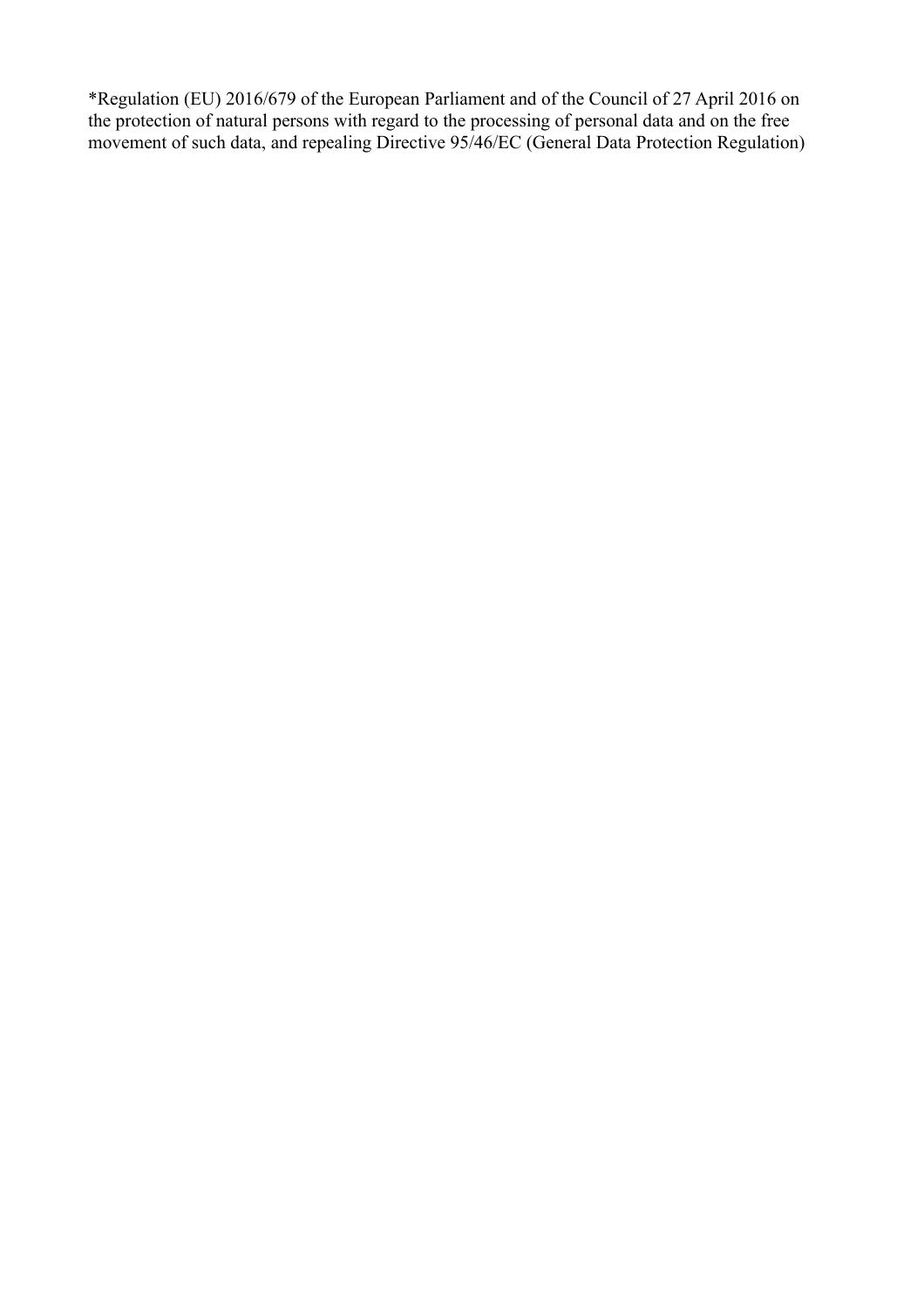*Regulation (EU) 2016/679 of the European Parliament and of the Council of 27 April 2016 on the protection of natural persons with regard to the processing of personal data and on the free movement of such data, and repealing Directive 95/46/EC (General Data Protection Regulation)